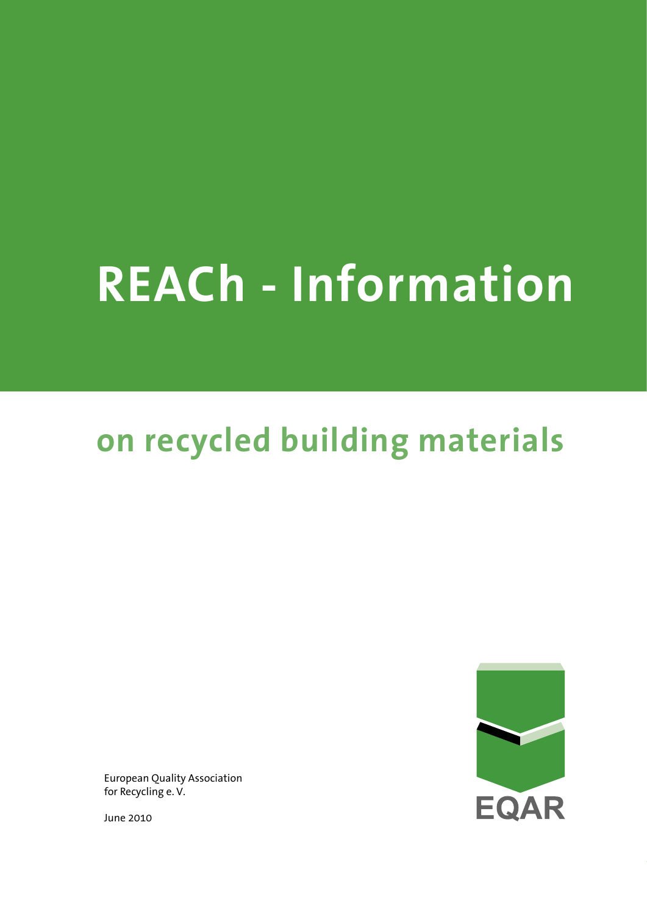# REACh - Information

## on recycled building materials

European Quality Association
for Recycling e. V.

June 2010

EQAR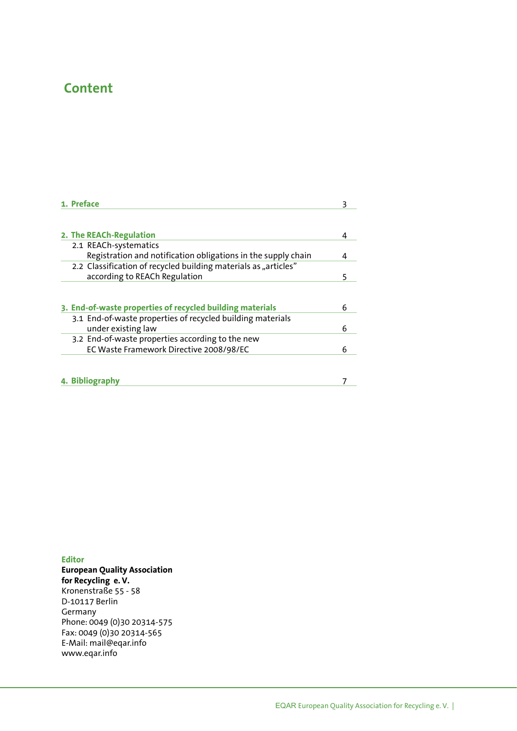# Content

| | |
|---|---|
| **1. Preface** | 3 |
| **2. The REACh-Regulation** | 4 |
| 2.1 REACh-systematics Registration and notification obligations in the supply chain | 4 |
| 2.2 Classification of recycled building materials as „articles" according to REACh Regulation | 5 |
| **3. End-of-waste properties of recycled building materials** | 6 |
| 3.1 End-of-waste properties of recycled building materials under existing law | 6 |
| 3.2 End-of-waste properties according to the new EC Waste Framework Directive 2008/98/EC | 6 |
| **4. Bibliography** | 7 |

**Editor**
**European Quality Association for Recycling e. V.**
Kronenstraße 55 - 58
D-10117 Berlin
Germany
Phone: 0049 (0)30 20314-575
Fax: 0049 (0)30 20314-565
E-Mail: mail@eqar.info
www.eqar.info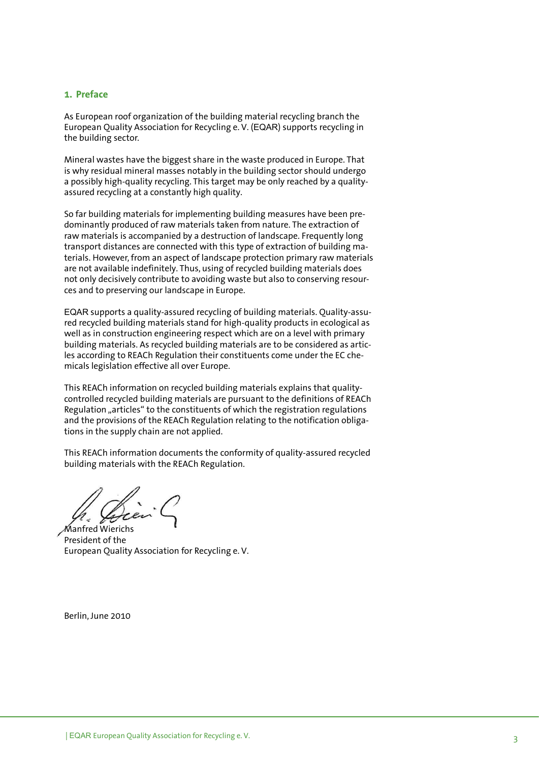## 1. Preface

As European roof organization of the building material recycling branch the European Quality Association for Recycling e. V. (EQAR) supports recycling in the building sector.

Mineral wastes have the biggest share in the waste produced in Europe. That is why residual mineral masses notably in the building sector should undergo a possibly high-quality recycling. This target may be only reached by a quality-assured recycling at a constantly high quality.

So far building materials for implementing building measures have been predominantly produced of raw materials taken from nature. The extraction of raw materials is accompanied by a destruction of landscape. Frequently long transport distances are connected with this type of extraction of building materials. However, from an aspect of landscape protection primary raw materials are not available indefinitely. Thus, using of recycled building materials does not only decisively contribute to avoiding waste but also to conserving resources and to preserving our landscape in Europe.

EQAR supports a quality-assured recycling of building materials. Quality-assured recycled building materials stand for high-quality products in ecological as well as in construction engineering respect which are on a level with primary building materials. As recycled building materials are to be considered as articles according to REACh Regulation their constituents come under the EC chemicals legislation effective all over Europe.

This REACh information on recycled building materials explains that quality-controlled recycled building materials are pursuant to the definitions of REACh Regulation „articles" to the constituents of which the registration regulations and the provisions of the REACh Regulation relating to the notification obligations in the supply chain are not applied.

This REACh information documents the conformity of quality-assured recycled building materials with the REACh Regulation.

Manfred Wierichs
President of the
European Quality Association for Recycling e. V.

Berlin, June 2010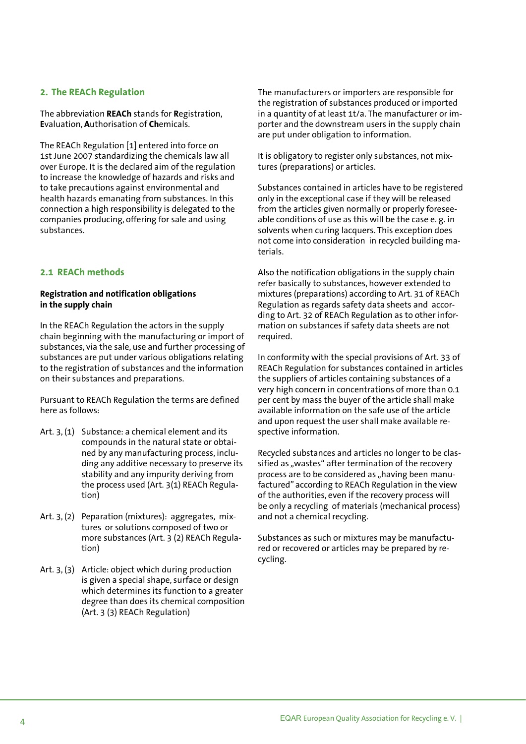## 2. The REACh Regulation

The abbreviation **REACh** stands for **R**egistration, **E**valuation, **A**uthorisation of **Ch**emicals.

The REACh Regulation [1] entered into force on 1st June 2007 standardizing the chemicals law all over Europe. It is the declared aim of the regulation to increase the knowledge of hazards and risks and to take precautions against environmental and health hazards emanating from substances. In this connection a high responsibility is delegated to the companies producing, offering for sale and using substances.

### 2.1 REACh methods

**Registration and notification obligations in the supply chain**

In the REACh Regulation the actors in the supply chain beginning with the manufacturing or import of substances, via the sale, use and further processing of substances are put under various obligations relating to the registration of substances and the information on their substances and preparations.

Pursuant to REACh Regulation the terms are defined here as follows:

- Art. 3, (1) Substance: a chemical element and its compounds in the natural state or obtained by any manufacturing process, including any additive necessary to preserve its stability and any impurity deriving from the process used (Art. 3(1) REACh Regulation)
- Art. 3, (2) Peparation (mixtures): aggregates, mixtures or solutions composed of two or more substances (Art. 3 (2) REACh Regulation)
- Art. 3, (3) Article: object which during production is given a special shape, surface or design which determines its function to a greater degree than does its chemical composition (Art. 3 (3) REACh Regulation)

The manufacturers or importers are responsible for the registration of substances produced or imported in a quantity of at least 1t/a. The manufacturer or importer and the downstream users in the supply chain are put under obligation to information.

It is obligatory to register only substances, not mixtures (preparations) or articles.

Substances contained in articles have to be registered only in the exceptional case if they will be released from the articles given normally or properly foreseeable conditions of use as this will be the case e. g. in solvents when curing lacquers. This exception does not come into consideration in recycled building materials.

Also the notification obligations in the supply chain refer basically to substances, however extended to mixtures (preparations) according to Art. 31 of REACh Regulation as regards safety data sheets and according to Art. 32 of REACh Regulation as to other information on substances if safety data sheets are not required.

In conformity with the special provisions of Art. 33 of REACh Regulation for substances contained in articles the suppliers of articles containing substances of a very high concern in concentrations of more than 0.1 per cent by mass the buyer of the article shall make available information on the safe use of the article and upon request the user shall make available respective information.

Recycled substances and articles no longer to be classified as „wastes" after termination of the recovery process are to be considered as „having been manufactured" according to REACh Regulation in the view of the authorities, even if the recovery process will be only a recycling of materials (mechanical process) and not a chemical recycling.

Substances as such or mixtures may be manufactured or recovered or articles may be prepared by recycling.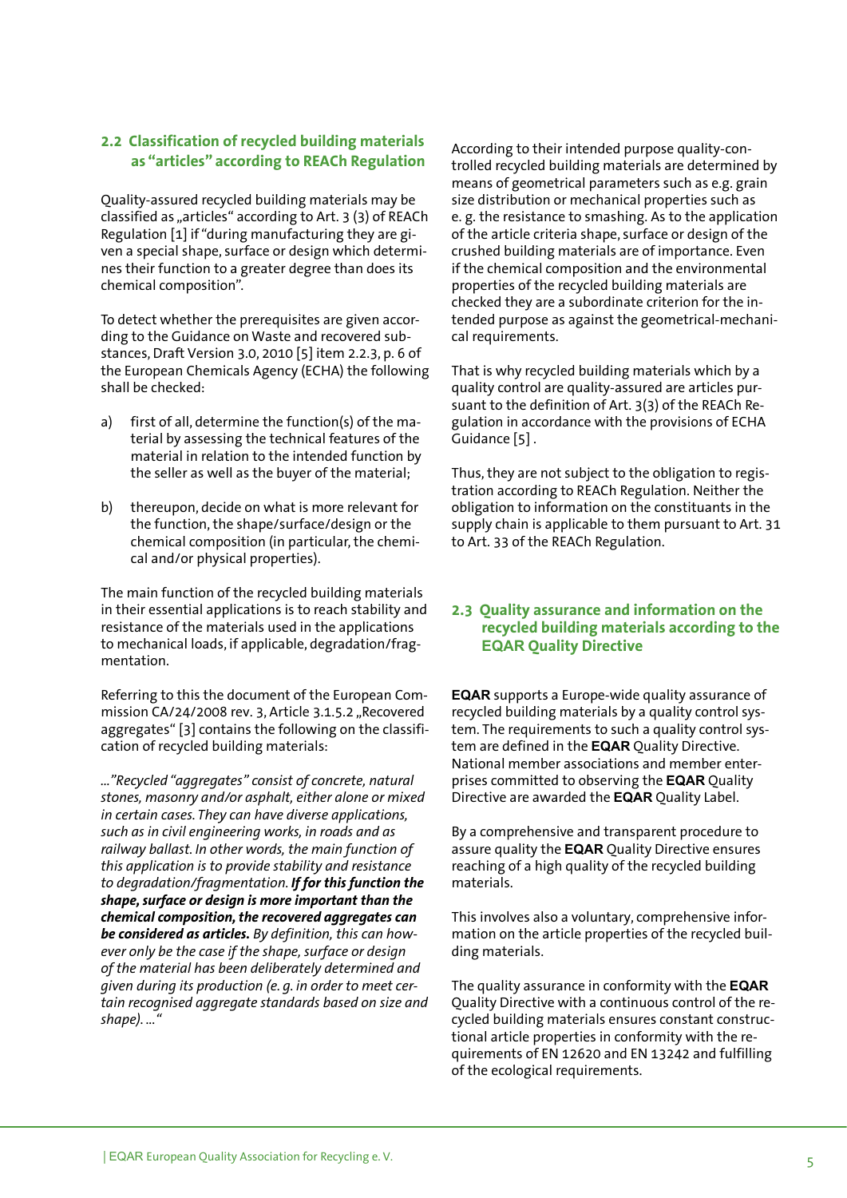## 2.2 Classification of recycled building materials as "articles" according to REACh Regulation

Quality-assured recycled building materials may be classified as „articles" according to Art. 3 (3) of REACh Regulation [1] if "during manufacturing they are given a special shape, surface or design which determines their function to a greater degree than does its chemical composition".

To detect whether the prerequisites are given according to the Guidance on Waste and recovered substances, Draft Version 3.0, 2010 [5] item 2.2.3, p. 6 of the European Chemicals Agency (ECHA) the following shall be checked:

a) first of all, determine the function(s) of the material by assessing the technical features of the material in relation to the intended function by the seller as well as the buyer of the material;

b) thereupon, decide on what is more relevant for the function, the shape/surface/design or the chemical composition (in particular, the chemical and/or physical properties).

The main function of the recycled building materials in their essential applications is to reach stability and resistance of the materials used in the applications to mechanical loads, if applicable, degradation/fragmentation.

Referring to this the document of the European Commission CA/24/2008 rev. 3, Article 3.1.5.2 „Recovered aggregates" [3] contains the following on the classification of recycled building materials:

*..."Recycled "aggregates" consist of concrete, natural stones, masonry and/or asphalt, either alone or mixed in certain cases. They can have diverse applications, such as in civil engineering works, in roads and as railway ballast. In other words, the main function of this application is to provide stability and resistance to degradation/fragmentation.* ***If for this function the shape, surface or design is more important than the chemical composition, the recovered aggregates can be considered as articles.*** *By definition, this can however only be the case if the shape, surface or design of the material has been deliberately determined and given during its production (e. g. in order to meet certain recognised aggregate standards based on size and shape). ..."*

According to their intended purpose quality-controlled recycled building materials are determined by means of geometrical parameters such as e.g. grain size distribution or mechanical properties such as e. g. the resistance to smashing. As to the application of the article criteria shape, surface or design of the crushed building materials are of importance. Even if the chemical composition and the environmental properties of the recycled building materials are checked they are a subordinate criterion for the intended purpose as against the geometrical-mechanical requirements.

That is why recycled building materials which by a quality control are quality-assured are articles pursuant to the definition of Art. 3(3) of the REACh Regulation in accordance with the provisions of ECHA Guidance [5] .

Thus, they are not subject to the obligation to registration according to REACh Regulation. Neither the obligation to information on the constituants in the supply chain is applicable to them pursuant to Art. 31 to Art. 33 of the REACh Regulation.

## 2.3 Quality assurance and information on the recycled building materials according to the EQAR Quality Directive

**EQAR** supports a Europe-wide quality assurance of recycled building materials by a quality control system. The requirements to such a quality control system are defined in the **EQAR** Quality Directive. National member associations and member enterprises committed to observing the **EQAR** Quality Directive are awarded the **EQAR** Quality Label.

By a comprehensive and transparent procedure to assure quality the **EQAR** Quality Directive ensures reaching of a high quality of the recycled building materials.

This involves also a voluntary, comprehensive information on the article properties of the recycled building materials.

The quality assurance in conformity with the **EQAR** Quality Directive with a continuous control of the recycled building materials ensures constant constructional article properties in conformity with the requirements of EN 12620 and EN 13242 and fulfilling of the ecological requirements.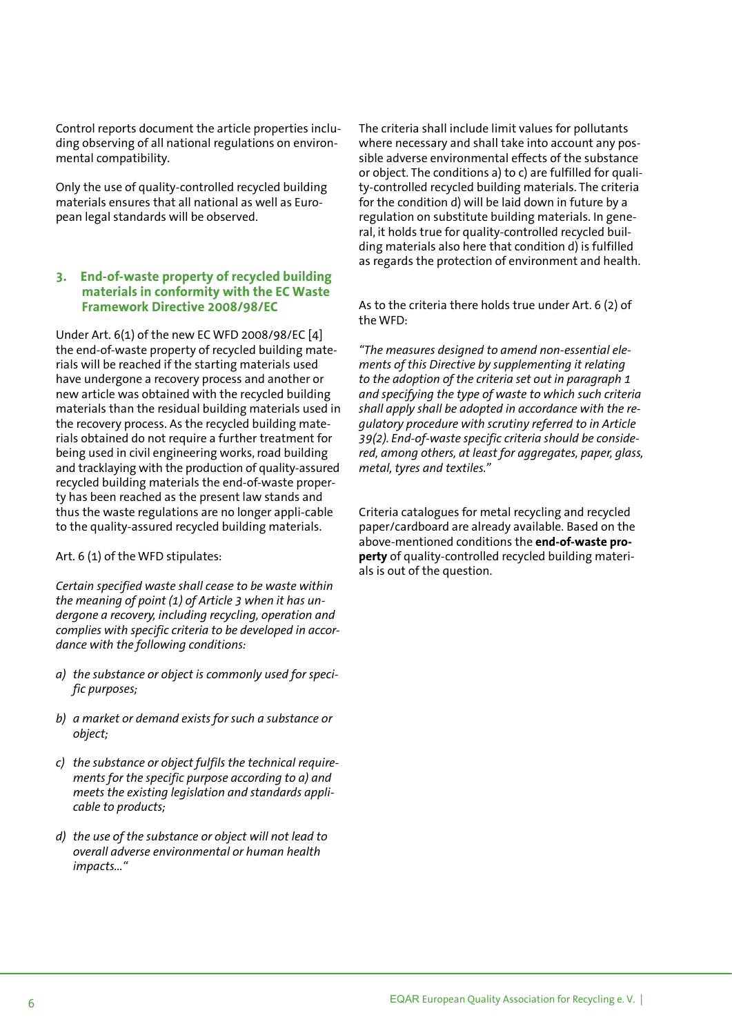Control reports document the article properties including observing of all national regulations on environmental compatibility.

Only the use of quality-controlled recycled building materials ensures that all national as well as European legal standards will be observed.

## 3. End-of-waste property of recycled building materials in conformity with the EC Waste Framework Directive 2008/98/EC

Under Art. 6(1) of the new EC WFD 2008/98/EC [4] the end-of-waste property of recycled building materials will be reached if the starting materials used have undergone a recovery process and another or new article was obtained with the recycled building materials than the residual building materials used in the recovery process. As the recycled building materials obtained do not require a further treatment for being used in civil engineering works, road building and tracklaying with the production of quality-assured recycled building materials the end-of-waste property has been reached as the present law stands and thus the waste regulations are no longer appli-cable to the quality-assured recycled building materials.

Art. 6 (1) of the WFD stipulates:

*Certain specified waste shall cease to be waste within the meaning of point (1) of Article 3 when it has undergone a recovery, including recycling, operation and complies with specific criteria to be developed in accordance with the following conditions:*

*a) the substance or object is commonly used for specific purposes;*

*b) a market or demand exists for such a substance or object;*

*c) the substance or object fulfils the technical requirements for the specific purpose according to a) and meets the existing legislation and standards applicable to products;*

*d) the use of the substance or object will not lead to overall adverse environmental or human health impacts...*"

The criteria shall include limit values for pollutants where necessary and shall take into account any possible adverse environmental effects of the substance or object. The conditions a) to c) are fulfilled for quality-controlled recycled building materials. The criteria for the condition d) will be laid down in future by a regulation on substitute building materials. In general, it holds true for quality-controlled recycled building materials also here that condition d) is fulfilled as regards the protection of environment and health.

As to the criteria there holds true under Art. 6 (2) of the WFD:

*"The measures designed to amend non-essential elements of this Directive by supplementing it relating to the adoption of the criteria set out in paragraph 1 and specifying the type of waste to which such criteria shall apply shall be adopted in accordance with the regulatory procedure with scrutiny referred to in Article 39(2). End-of-waste specific criteria should be considered, among others, at least for aggregates, paper, glass, metal, tyres and textiles."*

Criteria catalogues for metal recycling and recycled paper/cardboard are already available. Based on the above-mentioned conditions the **end-of-waste property** of quality-controlled recycled building materials is out of the question.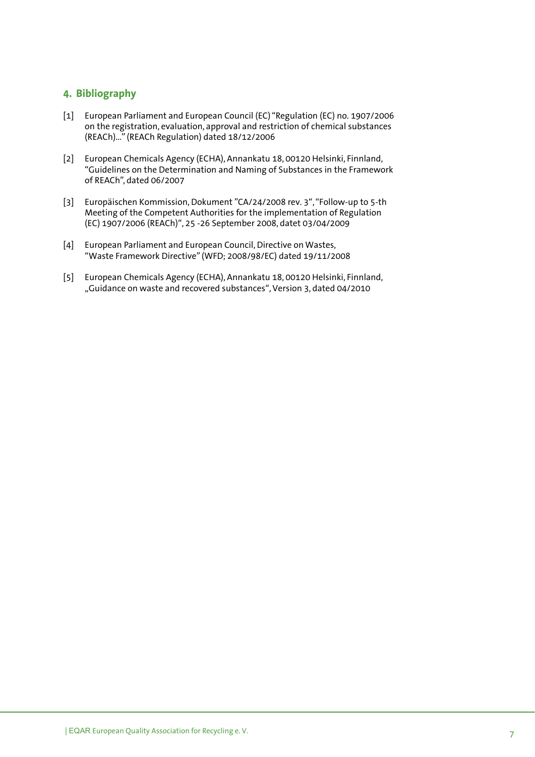## 4. Bibliography

[1] European Parliament and European Council (EC) "Regulation (EC) no. 1907/2006 on the registration, evaluation, approval and restriction of chemical substances (REACh)…" (REACh Regulation) dated 18/12/2006

[2] European Chemicals Agency (ECHA), Annankatu 18, 00120 Helsinki, Finnland, "Guidelines on the Determination and Naming of Substances in the Framework of REACh", dated 06/2007

[3] Europäischen Kommission, Dokument "CA/24/2008 rev. 3", "Follow-up to 5-th Meeting of the Competent Authorities for the implementation of Regulation (EC) 1907/2006 (REACh)", 25 -26 September 2008, datet 03/04/2009

[4] European Parliament and European Council, Directive on Wastes, "Waste Framework Directive" (WFD; 2008/98/EC) dated 19/11/2008

[5] European Chemicals Agency (ECHA), Annankatu 18, 00120 Helsinki, Finnland, „Guidance on waste and recovered substances", Version 3, dated 04/2010